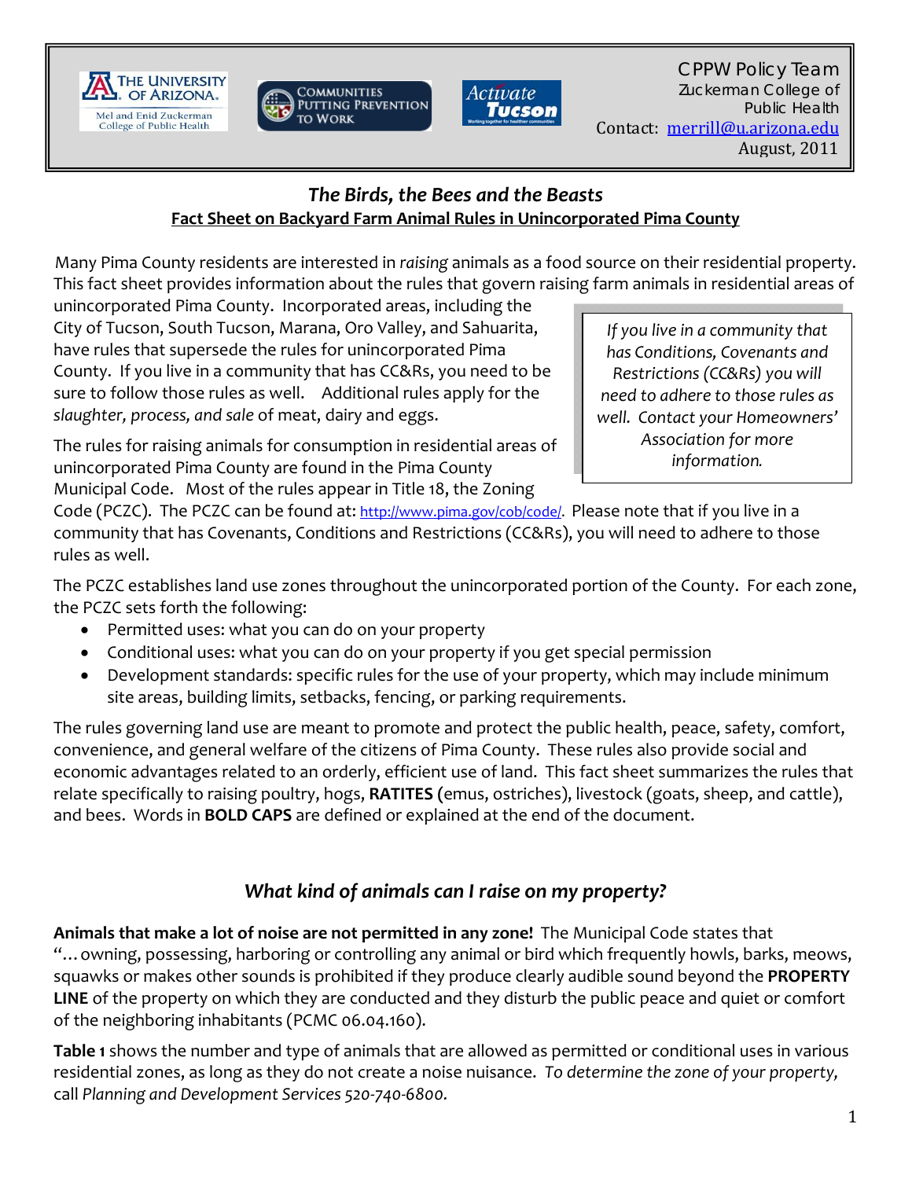CPPW Policy Team
Zuckerman College of Public Health
Contact: merrill@u.arizona.edu
August, 2011

## *The Birds, the Bees and the Beasts*

**Fact Sheet on Backyard Farm Animal Rules in Unincorporated Pima County**

Many Pima County residents are interested in *raising* animals as a food source on their residential property. This fact sheet provides information about the rules that govern raising farm animals in residential areas of unincorporated Pima County. Incorporated areas, including the City of Tucson, South Tucson, Marana, Oro Valley, and Sahuarita, have rules that supersede the rules for unincorporated Pima County. If you live in a community that has CC&Rs, you need to be sure to follow those rules as well. Additional rules apply for the *slaughter, process, and sale* of meat, dairy and eggs.

> *If you live in a community that has Conditions, Covenants and Restrictions (CC&Rs) you will need to adhere to those rules as well. Contact your Homeowners' Association for more information.*

The rules for raising animals for consumption in residential areas of unincorporated Pima County are found in the Pima County Municipal Code. Most of the rules appear in Title 18, the Zoning Code (PCZC). The PCZC can be found at: http://www.pima.gov/cob/code/. Please note that if you live in a community that has Covenants, Conditions and Restrictions (CC&Rs), you will need to adhere to those rules as well.

The PCZC establishes land use zones throughout the unincorporated portion of the County. For each zone, the PCZC sets forth the following:

- Permitted uses: what you can do on your property
- Conditional uses: what you can do on your property if you get special permission
- Development standards: specific rules for the use of your property, which may include minimum site areas, building limits, setbacks, fencing, or parking requirements.

The rules governing land use are meant to promote and protect the public health, peace, safety, comfort, convenience, and general welfare of the citizens of Pima County. These rules also provide social and economic advantages related to an orderly, efficient use of land. This fact sheet summarizes the rules that relate specifically to raising poultry, hogs, **RATITES** (emus, ostriches), livestock (goats, sheep, and cattle), and bees. Words in **BOLD CAPS** are defined or explained at the end of the document.

## *What kind of animals can I raise on my property?*

**Animals that make a lot of noise are not permitted in any zone!** The Municipal Code states that "…owning, possessing, harboring or controlling any animal or bird which frequently howls, barks, meows, squawks or makes other sounds is prohibited if they produce clearly audible sound beyond the **PROPERTY LINE** of the property on which they are conducted and they disturb the public peace and quiet or comfort of the neighboring inhabitants (PCMC 06.04.160).

**Table 1** shows the number and type of animals that are allowed as permitted or conditional uses in various residential zones, as long as they do not create a noise nuisance. *To determine the zone of your property,* call *Planning and Development Services 520-740-6800.*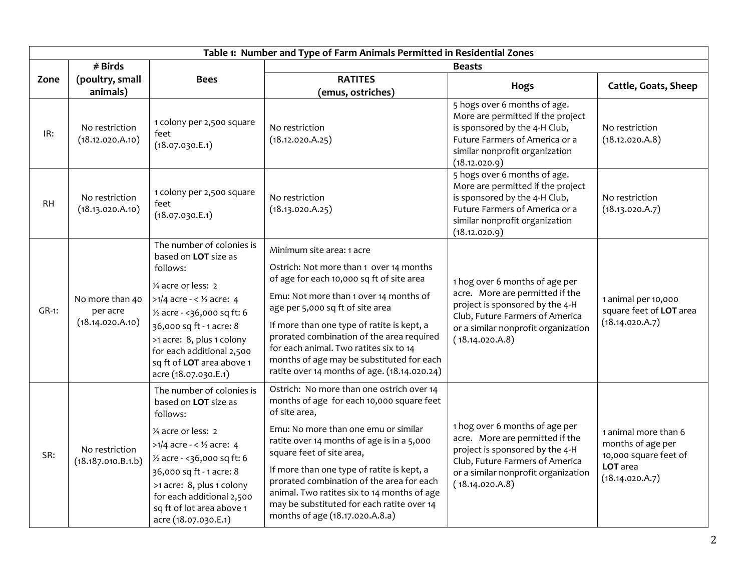| Table 1: Number and Type of Farm Animals Permitted in Residential Zones | | | | | |
|---|---|---|---|---|---|
| Zone | # Birds (poultry, small animals) | Bees | Beasts | | |
| | | | RATITES (emus, ostriches) | Hogs | Cattle, Goats, Sheep |
| IR: | No restriction (18.12.020.A.10) | 1 colony per 2,500 square feet (18.07.030.E.1) | No restriction (18.12.020.A.25) | 5 hogs over 6 months of age. More are permitted if the project is sponsored by the 4-H Club, Future Farmers of America or a similar nonprofit organization (18.12.020.9) | No restriction (18.12.020.A.8) |
| RH | No restriction (18.13.020.A.10) | 1 colony per 2,500 square feet (18.07.030.E.1) | No restriction (18.13.020.A.25) | 5 hogs over 6 months of age. More are permitted if the project is sponsored by the 4-H Club, Future Farmers of America or a similar nonprofit organization (18.12.020.9) | No restriction (18.13.020.A.7) |
| GR-1: | No more than 40 per acre (18.14.020.A.10) | The number of colonies is based on **LOT** size as follows: ¼ acre or less: 2; >1/4 acre - < ½ acre: 4; ½ acre - <36,000 sq ft: 6; 36,000 sq ft - 1 acre: 8; >1 acre: 8, plus 1 colony for each additional 2,500 sq ft of **LOT** area above 1 acre (18.07.030.E.1) | Minimum site area: 1 acre. Ostrich: Not more than 1 over 14 months of age for each 10,000 sq ft of site area. Emu: Not more than 1 over 14 months of age per 5,000 sq ft of site area. If more than one type of ratite is kept, a prorated combination of the area required for each animal. Two ratites six to 14 months of age may be substituted for each ratite over 14 months of age. (18.14.020.24) | 1 hog over 6 months of age per acre. More are permitted if the project is sponsored by the 4-H Club, Future Farmers of America or a similar nonprofit organization ( 18.14.020.A.8) | 1 animal per 10,000 square feet of **LOT** area (18.14.020.A.7) |
| SR: | No restriction (18.187.010.B.1.b) | The number of colonies is based on **LOT** size as follows: ¼ acre or less: 2; >1/4 acre - < ½ acre: 4; ½ acre - <36,000 sq ft: 6; 36,000 sq ft - 1 acre: 8; >1 acre: 8, plus 1 colony for each additional 2,500 sq ft of lot area above 1 acre (18.07.030.E.1) | Ostrich: No more than one ostrich over 14 months of age for each 10,000 square feet of site area, Emu: No more than one emu or similar ratite over 14 months of age is in a 5,000 square feet of site area, If more than one type of ratite is kept, a prorated combination of the area for each animal. Two ratites six to 14 months of age may be substituted for each ratite over 14 months of age (18.17.020.A.8.a) | 1 hog over 6 months of age per acre. More are permitted if the project is sponsored by the 4-H Club, Future Farmers of America or a similar nonprofit organization ( 18.14.020.A.8) | 1 animal more than 6 months of age per 10,000 square feet of **LOT** area (18.14.020.A.7) |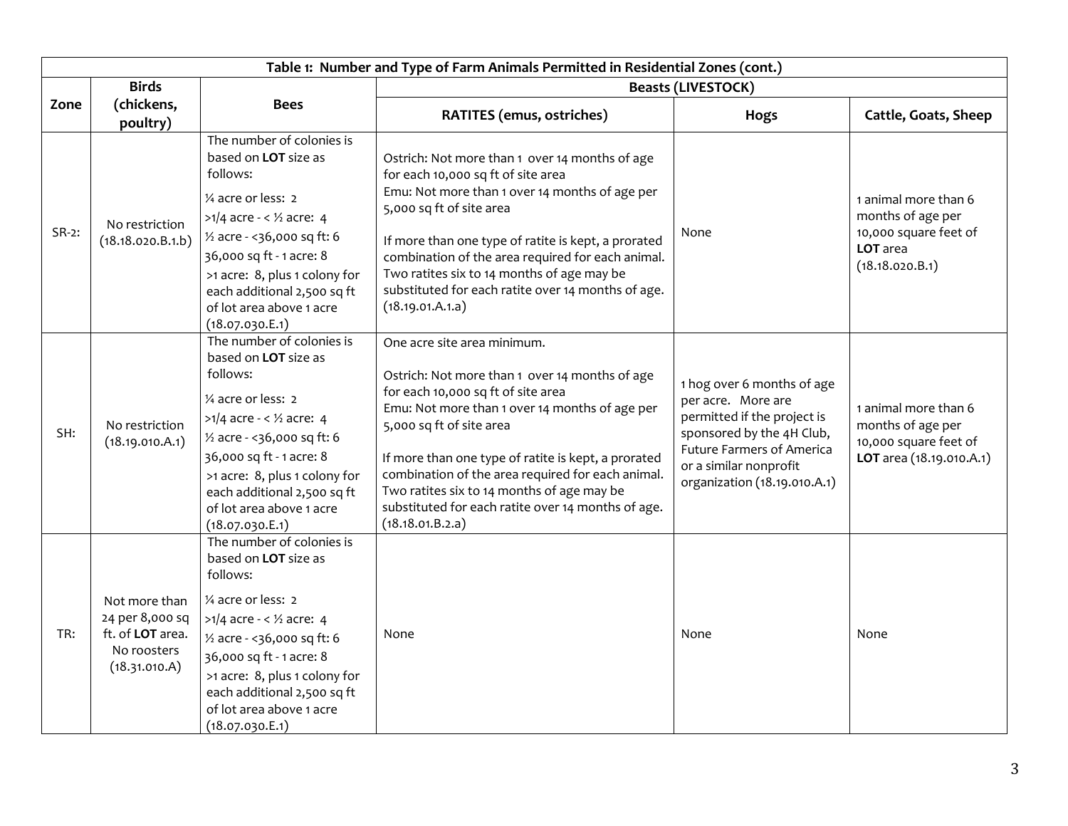| Table 1: Number and Type of Farm Animals Permitted in Residential Zones (cont.) | | | | | |
|---|---|---|---|---|---|
| Zone | Birds (chickens, poultry) | Bees | Beasts (LIVESTOCK) | | |
| | | | RATITES (emus, ostriches) | Hogs | Cattle, Goats, Sheep |
| SR-2: | No restriction (18.18.020.B.1.b) | The number of colonies is based on **LOT** size as follows:<br>¼ acre or less: 2<br>>1/4 acre - < ½ acre: 4<br>½ acre - <36,000 sq ft: 6<br>36,000 sq ft - 1 acre: 8<br>>1 acre: 8, plus 1 colony for each additional 2,500 sq ft of lot area above 1 acre (18.07.030.E.1) | Ostrich: Not more than 1 over 14 months of age for each 10,000 sq ft of site area<br>Emu: Not more than 1 over 14 months of age per 5,000 sq ft of site area<br><br>If more than one type of ratite is kept, a prorated combination of the area required for each animal. Two ratites six to 14 months of age may be substituted for each ratite over 14 months of age. (18.19.01.A.1.a) | None | 1 animal more than 6 months of age per 10,000 square feet of **LOT** area (18.18.020.B.1) |
| SH: | No restriction (18.19.010.A.1) | The number of colonies is based on **LOT** size as follows:<br>¼ acre or less: 2<br>>1/4 acre - < ½ acre: 4<br>½ acre - <36,000 sq ft: 6<br>36,000 sq ft - 1 acre: 8<br>>1 acre: 8, plus 1 colony for each additional 2,500 sq ft of lot area above 1 acre (18.07.030.E.1) | One acre site area minimum.<br><br>Ostrich: Not more than 1 over 14 months of age for each 10,000 sq ft of site area<br>Emu: Not more than 1 over 14 months of age per 5,000 sq ft of site area<br><br>If more than one type of ratite is kept, a prorated combination of the area required for each animal. Two ratites six to 14 months of age may be substituted for each ratite over 14 months of age. (18.18.01.B.2.a) | 1 hog over 6 months of age per acre. More are permitted if the project is sponsored by the 4H Club, Future Farmers of America or a similar nonprofit organization (18.19.010.A.1) | 1 animal more than 6 months of age per 10,000 square feet of **LOT** area (18.19.010.A.1) |
| TR: | Not more than 24 per 8,000 sq ft. of **LOT** area. No roosters (18.31.010.A) | The number of colonies is based on **LOT** size as follows:<br>¼ acre or less: 2<br>>1/4 acre - < ½ acre: 4<br>½ acre - <36,000 sq ft: 6<br>36,000 sq ft - 1 acre: 8<br>>1 acre: 8, plus 1 colony for each additional 2,500 sq ft of lot area above 1 acre (18.07.030.E.1) | None | None | None |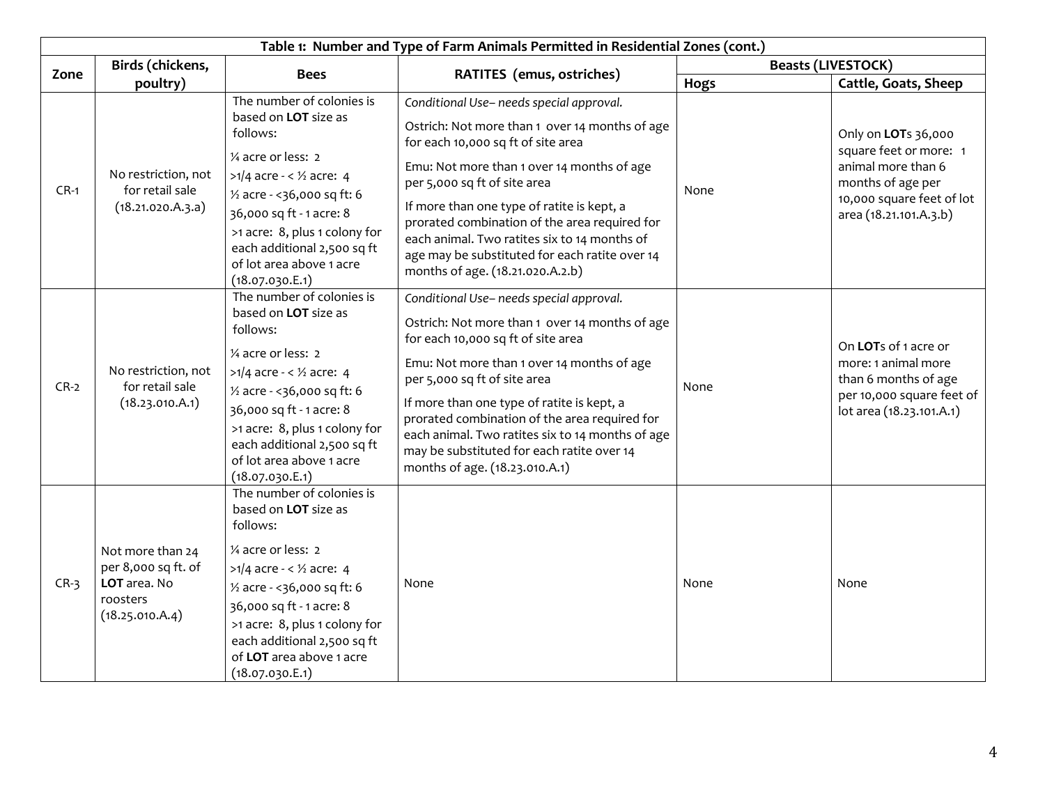| Table 1: Number and Type of Farm Animals Permitted in Residential Zones (cont.) | | | | | |
|---|---|---|---|---|---|
| Zone | Birds (chickens, poultry) | Bees | RATITES (emus, ostriches) | Beasts (LIVESTOCK) | |
| | | | | Hogs | Cattle, Goats, Sheep |
| CR-1 | No restriction, not for retail sale (18.21.020.A.3.a) | The number of colonies is based on **LOT** size as follows:<br>¼ acre or less: 2<br>>1/4 acre - < ½ acre: 4<br>½ acre - <36,000 sq ft: 6<br>36,000 sq ft - 1 acre: 8<br>>1 acre: 8, plus 1 colony for each additional 2,500 sq ft of lot area above 1 acre (18.07.030.E.1) | *Conditional Use– needs special approval.*<br>Ostrich: Not more than 1 over 14 months of age for each 10,000 sq ft of site area<br>Emu: Not more than 1 over 14 months of age per 5,000 sq ft of site area<br>If more than one type of ratite is kept, a prorated combination of the area required for each animal. Two ratites six to 14 months of age may be substituted for each ratite over 14 months of age. (18.21.020.A.2.b) | None | Only on **LOT**s 36,000 square feet or more: 1 animal more than 6 months of age per 10,000 square feet of lot area (18.21.101.A.3.b) |
| CR-2 | No restriction, not for retail sale (18.23.010.A.1) | The number of colonies is based on **LOT** size as follows:<br>¼ acre or less: 2<br>>1/4 acre - < ½ acre: 4<br>½ acre - <36,000 sq ft: 6<br>36,000 sq ft - 1 acre: 8<br>>1 acre: 8, plus 1 colony for each additional 2,500 sq ft of lot area above 1 acre (18.07.030.E.1) | *Conditional Use– needs special approval.*<br>Ostrich: Not more than 1 over 14 months of age for each 10,000 sq ft of site area<br>Emu: Not more than 1 over 14 months of age per 5,000 sq ft of site area<br>If more than one type of ratite is kept, a prorated combination of the area required for each animal. Two ratites six to 14 months of age may be substituted for each ratite over 14 months of age. (18.23.010.A.1) | None | On **LOT**s of 1 acre or more: 1 animal more than 6 months of age per 10,000 square feet of lot area (18.23.101.A.1) |
| CR-3 | Not more than 24 per 8,000 sq ft. of **LOT** area. No roosters (18.25.010.A.4) | The number of colonies is based on **LOT** size as follows:<br>¼ acre or less: 2<br>>1/4 acre - < ½ acre: 4<br>½ acre - <36,000 sq ft: 6<br>36,000 sq ft - 1 acre: 8<br>>1 acre: 8, plus 1 colony for each additional 2,500 sq ft of **LOT** area above 1 acre (18.07.030.E.1) | None | None | None |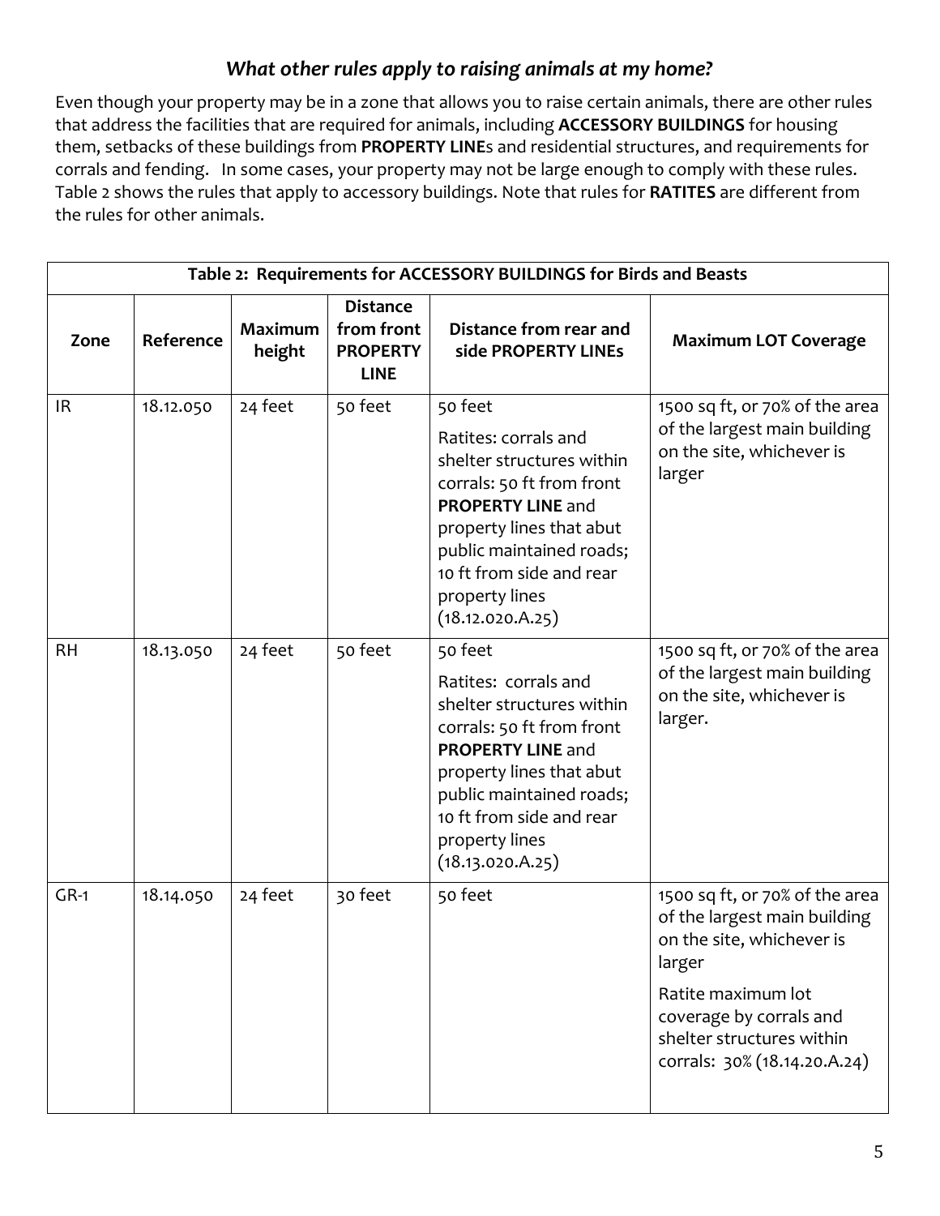## *What other rules apply to raising animals at my home?*

Even though your property may be in a zone that allows you to raise certain animals, there are other rules that address the facilities that are required for animals, including **ACCESSORY BUILDINGS** for housing them, setbacks of these buildings from **PROPERTY LINE**s and residential structures, and requirements for corrals and fending. In some cases, your property may not be large enough to comply with these rules. Table 2 shows the rules that apply to accessory buildings. Note that rules for **RATITES** are different from the rules for other animals.

| Table 2: Requirements for ACCESSORY BUILDINGS for Birds and Beasts | | | | | |
|---|---|---|---|---|---|
| **Zone** | **Reference** | **Maximum height** | **Distance from front PROPERTY LINE** | **Distance from rear and side PROPERTY LINEs** | **Maximum LOT Coverage** |
| IR | 18.12.050 | 24 feet | 50 feet | 50 feet<br>Ratites: corrals and shelter structures within corrals: 50 ft from front **PROPERTY LINE** and property lines that abut public maintained roads; 10 ft from side and rear property lines (18.12.020.A.25) | 1500 sq ft, or 70% of the area of the largest main building on the site, whichever is larger |
| RH | 18.13.050 | 24 feet | 50 feet | 50 feet<br>Ratites: corrals and shelter structures within corrals: 50 ft from front **PROPERTY LINE** and property lines that abut public maintained roads; 10 ft from side and rear property lines (18.13.020.A.25) | 1500 sq ft, or 70% of the area of the largest main building on the site, whichever is larger. |
| GR-1 | 18.14.050 | 24 feet | 30 feet | 50 feet | 1500 sq ft, or 70% of the area of the largest main building on the site, whichever is larger<br>Ratite maximum lot coverage by corrals and shelter structures within corrals: 30% (18.14.20.A.24) |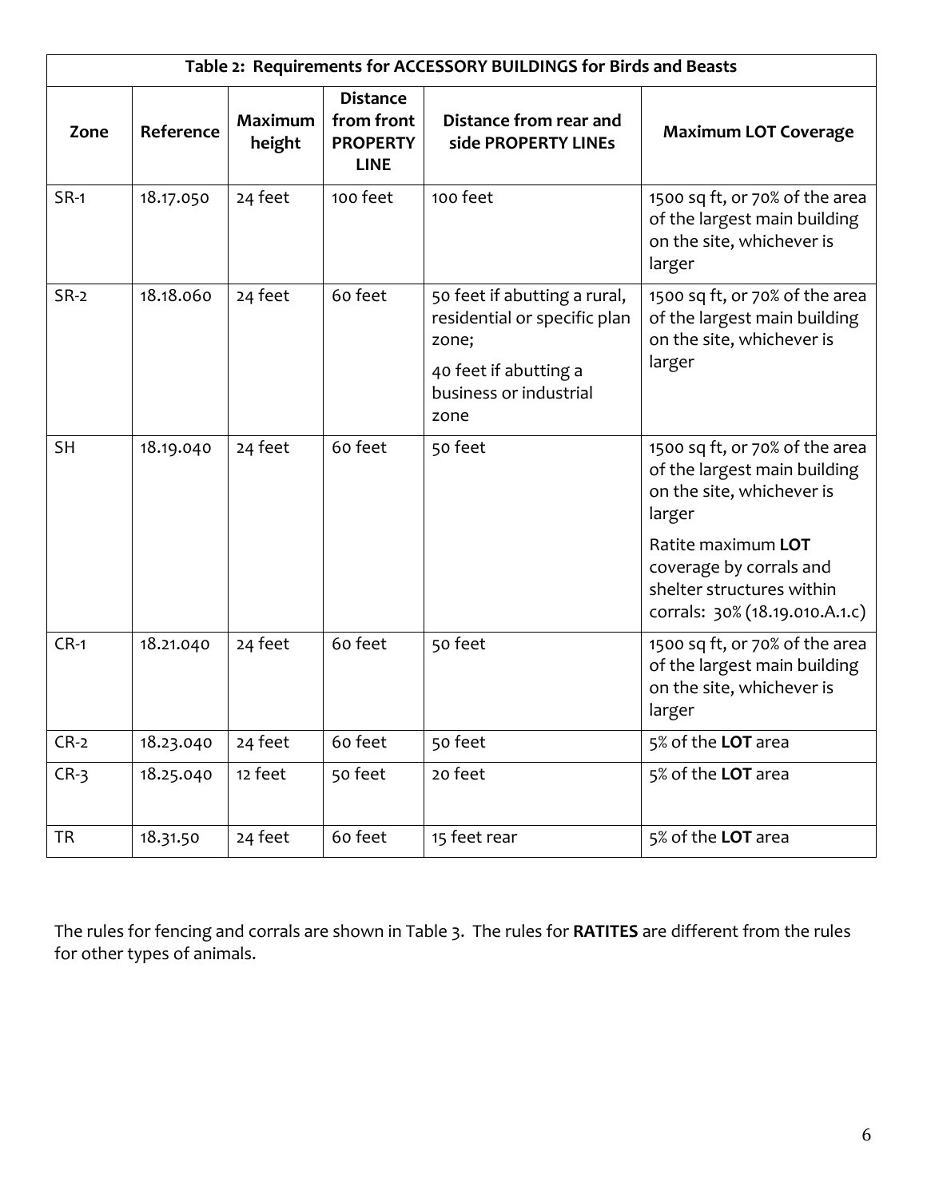| Table 2: Requirements for ACCESSORY BUILDINGS for Birds and Beasts | | | | | |
|---|---|---|---|---|---|
| **Zone** | **Reference** | **Maximum height** | **Distance from front PROPERTY LINE** | **Distance from rear and side PROPERTY LINEs** | **Maximum LOT Coverage** |
| SR-1 | 18.17.050 | 24 feet | 100 feet | 100 feet | 1500 sq ft, or 70% of the area of the largest main building on the site, whichever is larger |
| SR-2 | 18.18.060 | 24 feet | 60 feet | 50 feet if abutting a rural, residential or specific plan zone; 40 feet if abutting a business or industrial zone | 1500 sq ft, or 70% of the area of the largest main building on the site, whichever is larger |
| SH | 18.19.040 | 24 feet | 60 feet | 50 feet | 1500 sq ft, or 70% of the area of the largest main building on the site, whichever is larger; Ratite maximum **LOT** coverage by corrals and shelter structures within corrals: 30% (18.19.010.A.1.c) |
| CR-1 | 18.21.040 | 24 feet | 60 feet | 50 feet | 1500 sq ft, or 70% of the area of the largest main building on the site, whichever is larger |
| CR-2 | 18.23.040 | 24 feet | 60 feet | 50 feet | 5% of the **LOT** area |
| CR-3 | 18.25.040 | 12 feet | 50 feet | 20 feet | 5% of the **LOT** area |
| TR | 18.31.50 | 24 feet | 60 feet | 15 feet rear | 5% of the **LOT** area |

The rules for fencing and corrals are shown in Table 3. The rules for **RATITES** are different from the rules for other types of animals.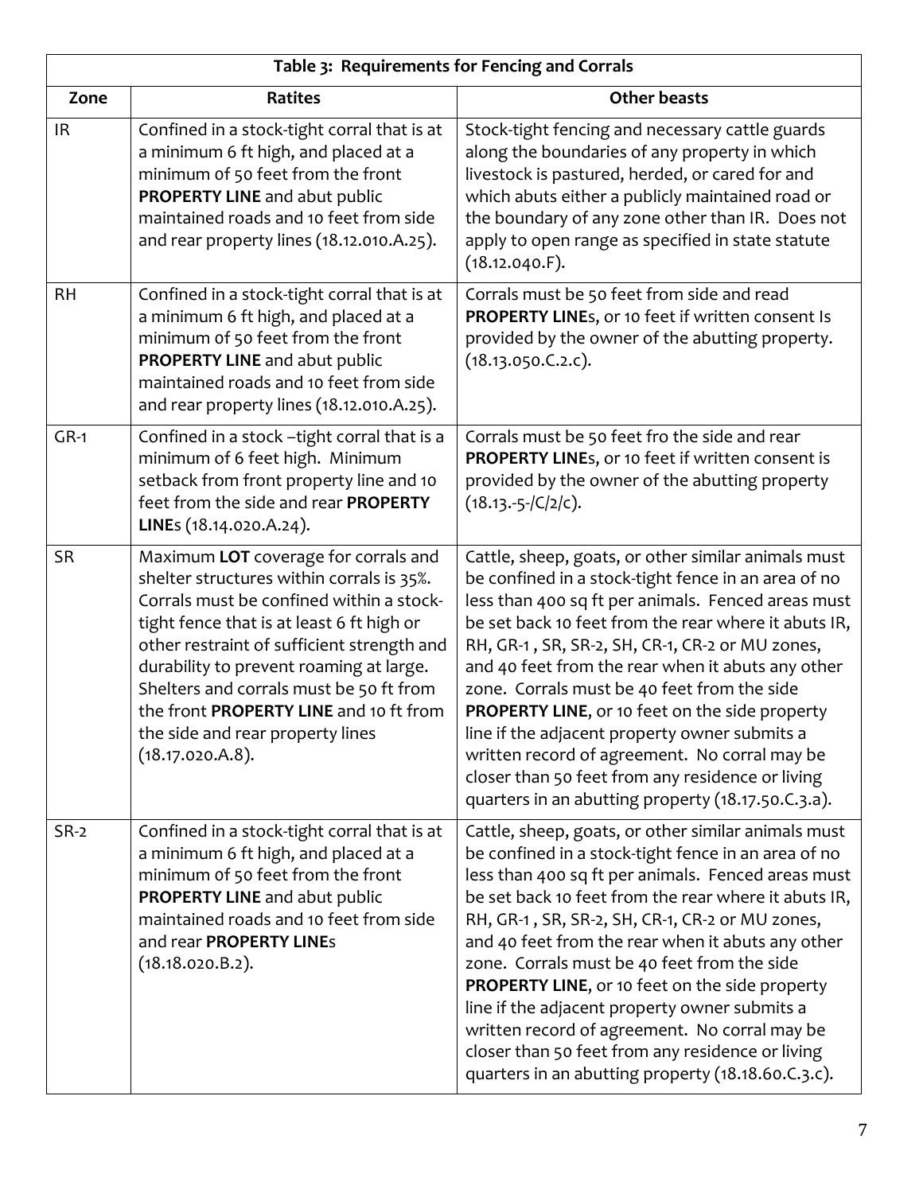| Table 3: Requirements for Fencing and Corrals | | |
|---|---|---|
| **Zone** | **Ratites** | **Other beasts** |
| IR | Confined in a stock-tight corral that is at a minimum 6 ft high, and placed at a minimum of 50 feet from the front **PROPERTY LINE** and abut public maintained roads and 10 feet from side and rear property lines (18.12.010.A.25). | Stock-tight fencing and necessary cattle guards along the boundaries of any property in which livestock is pastured, herded, or cared for and which abuts either a publicly maintained road or the boundary of any zone other than IR. Does not apply to open range as specified in state statute (18.12.040.F). |
| RH | Confined in a stock-tight corral that is at a minimum 6 ft high, and placed at a minimum of 50 feet from the front **PROPERTY LINE** and abut public maintained roads and 10 feet from side and rear property lines (18.12.010.A.25). | Corrals must be 50 feet from side and read **PROPERTY LINE**s, or 10 feet if written consent Is provided by the owner of the abutting property. (18.13.050.C.2.c). |
| GR-1 | Confined in a stock –tight corral that is a minimum of 6 feet high. Minimum setback from front property line and 10 feet from the side and rear **PROPERTY LINE**s (18.14.020.A.24). | Corrals must be 50 feet fro the side and rear **PROPERTY LINE**s, or 10 feet if written consent is provided by the owner of the abutting property (18.13.-5-/C/2/c). |
| SR | Maximum **LOT** coverage for corrals and shelter structures within corrals is 35%. Corrals must be confined within a stock-tight fence that is at least 6 ft high or other restraint of sufficient strength and durability to prevent roaming at large. Shelters and corrals must be 50 ft from the front **PROPERTY LINE** and 10 ft from the side and rear property lines (18.17.020.A.8). | Cattle, sheep, goats, or other similar animals must be confined in a stock-tight fence in an area of no less than 400 sq ft per animals. Fenced areas must be set back 10 feet from the rear where it abuts IR, RH, GR-1 , SR, SR-2, SH, CR-1, CR-2 or MU zones, and 40 feet from the rear when it abuts any other zone. Corrals must be 40 feet from the side **PROPERTY LINE**, or 10 feet on the side property line if the adjacent property owner submits a written record of agreement. No corral may be closer than 50 feet from any residence or living quarters in an abutting property (18.17.50.C.3.a). |
| SR-2 | Confined in a stock-tight corral that is at a minimum 6 ft high, and placed at a minimum of 50 feet from the front **PROPERTY LINE** and abut public maintained roads and 10 feet from side and rear **PROPERTY LINE**s (18.18.020.B.2). | Cattle, sheep, goats, or other similar animals must be confined in a stock-tight fence in an area of no less than 400 sq ft per animals. Fenced areas must be set back 10 feet from the rear where it abuts IR, RH, GR-1 , SR, SR-2, SH, CR-1, CR-2 or MU zones, and 40 feet from the rear when it abuts any other zone. Corrals must be 40 feet from the side **PROPERTY LINE**, or 10 feet on the side property line if the adjacent property owner submits a written record of agreement. No corral may be closer than 50 feet from any residence or living quarters in an abutting property (18.18.60.C.3.c). |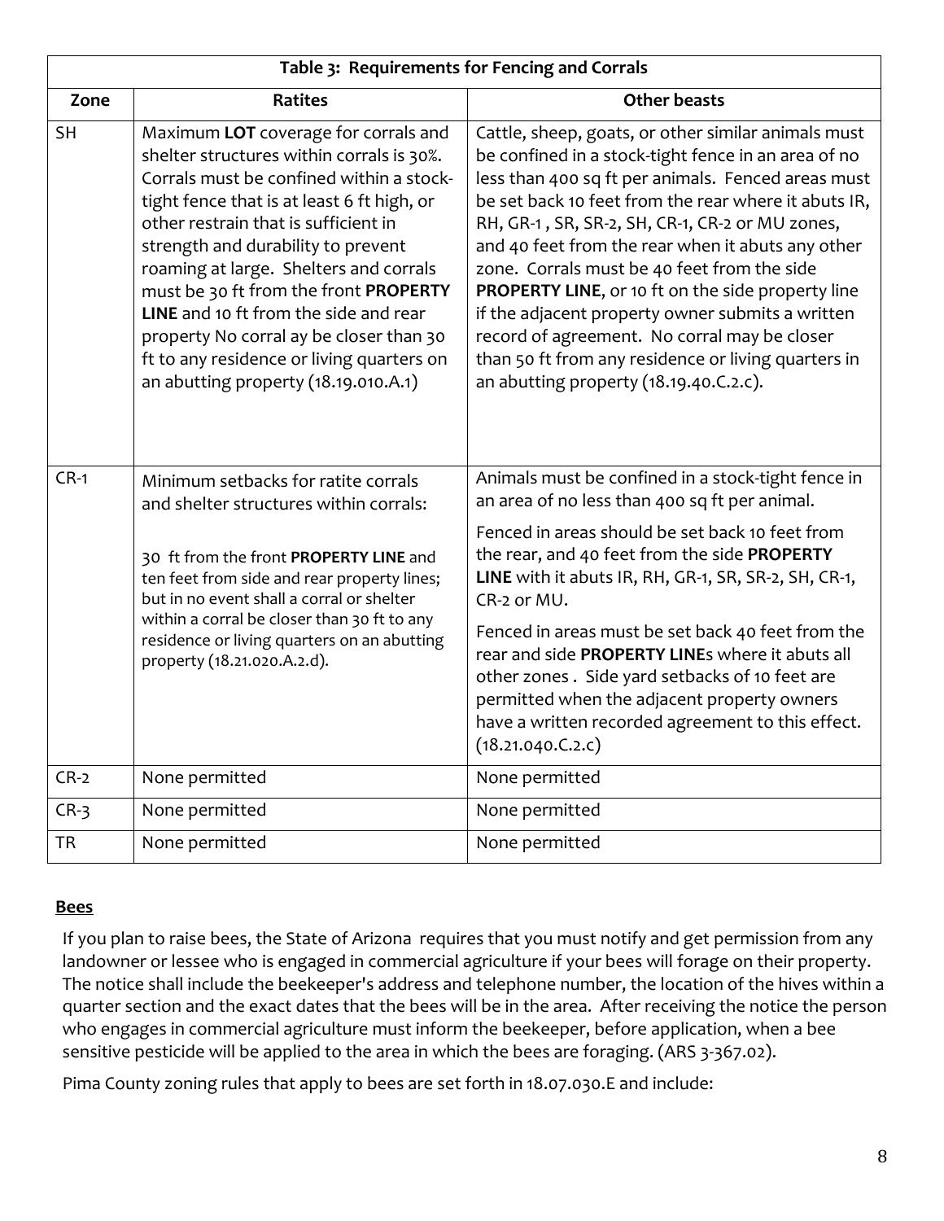| Table 3: Requirements for Fencing and Corrals | | |
|---|---|---|
| **Zone** | **Ratites** | **Other beasts** |
| SH | Maximum **LOT** coverage for corrals and shelter structures within corrals is 30%. Corrals must be confined within a stock-tight fence that is at least 6 ft high, or other restrain that is sufficient in strength and durability to prevent roaming at large. Shelters and corrals must be 30 ft from the front **PROPERTY LINE** and 10 ft from the side and rear property No corral ay be closer than 30 ft to any residence or living quarters on an abutting property (18.19.010.A.1) | Cattle, sheep, goats, or other similar animals must be confined in a stock-tight fence in an area of no less than 400 sq ft per animals. Fenced areas must be set back 10 feet from the rear where it abuts IR, RH, GR-1 , SR, SR-2, SH, CR-1, CR-2 or MU zones, and 40 feet from the rear when it abuts any other zone. Corrals must be 40 feet from the side **PROPERTY LINE**, or 10 ft on the side property line if the adjacent property owner submits a written record of agreement. No corral may be closer than 50 ft from any residence or living quarters in an abutting property (18.19.40.C.2.c). |
| CR-1 | Minimum setbacks for ratite corrals and shelter structures within corrals:<br><br>30 ft from the front **PROPERTY LINE** and ten feet from side and rear property lines; but in no event shall a corral or shelter within a corral be closer than 30 ft to any residence or living quarters on an abutting property (18.21.020.A.2.d). | Animals must be confined in a stock-tight fence in an area of no less than 400 sq ft per animal.<br><br>Fenced in areas should be set back 10 feet from the rear, and 40 feet from the side **PROPERTY LINE** with it abuts IR, RH, GR-1, SR, SR-2, SH, CR-1, CR-2 or MU.<br><br>Fenced in areas must be set back 40 feet from the rear and side **PROPERTY LINE**s where it abuts all other zones . Side yard setbacks of 10 feet are permitted when the adjacent property owners have a written recorded agreement to this effect. (18.21.040.C.2.c) |
| CR-2 | None permitted | None permitted |
| CR-3 | None permitted | None permitted |
| TR | None permitted | None permitted |

## Bees

If you plan to raise bees, the State of Arizona requires that you must notify and get permission from any landowner or lessee who is engaged in commercial agriculture if your bees will forage on their property. The notice shall include the beekeeper's address and telephone number, the location of the hives within a quarter section and the exact dates that the bees will be in the area. After receiving the notice the person who engages in commercial agriculture must inform the beekeeper, before application, when a bee sensitive pesticide will be applied to the area in which the bees are foraging. (ARS 3-367.02).

Pima County zoning rules that apply to bees are set forth in 18.07.030.E and include: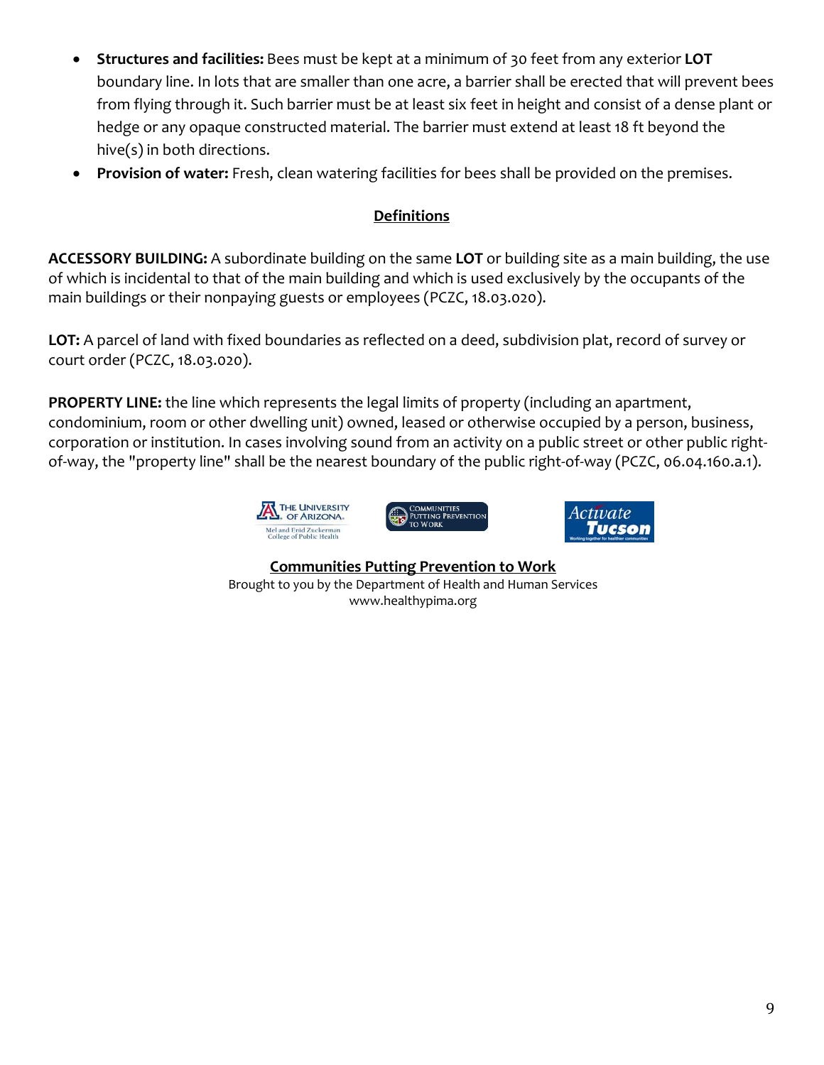- **Structures and facilities:** Bees must be kept at a minimum of 30 feet from any exterior **LOT** boundary line. In lots that are smaller than one acre, a barrier shall be erected that will prevent bees from flying through it. Such barrier must be at least six feet in height and consist of a dense plant or hedge or any opaque constructed material. The barrier must extend at least 18 ft beyond the hive(s) in both directions.
- **Provision of water:** Fresh, clean watering facilities for bees shall be provided on the premises.

## Definitions

**ACCESSORY BUILDING:** A subordinate building on the same **LOT** or building site as a main building, the use of which is incidental to that of the main building and which is used exclusively by the occupants of the main buildings or their nonpaying guests or employees (PCZC, 18.03.020).

**LOT:** A parcel of land with fixed boundaries as reflected on a deed, subdivision plat, record of survey or court order (PCZC, 18.03.020).

**PROPERTY LINE:** the line which represents the legal limits of property (including an apartment, condominium, room or other dwelling unit) owned, leased or otherwise occupied by a person, business, corporation or institution. In cases involving sound from an activity on a public street or other public right-of-way, the "property line" shall be the nearest boundary of the public right-of-way (PCZC, 06.04.160.a.1).

THE UNIVERSITY OF ARIZONA. Mel and Enid Zuckerman College of Public Health

COMMUNITIES PUTTING PREVENTION TO WORK

Activate Tucson — Working together for healthier communities

**Communities Putting Prevention to Work**

Brought to you by the Department of Health and Human Services

www.healthypima.org